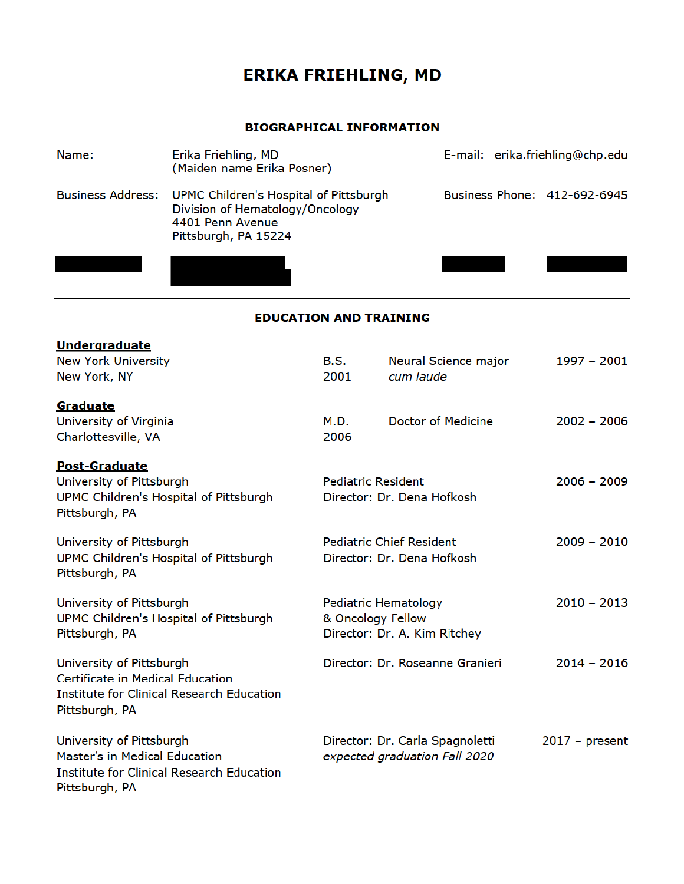# ERIKA FRIEHLING, MD

## BIOGRAPHICAL INFORMATION

| | | | |
|---|---|---|---|
| Name: | Erika Friehling, MD<br>(Maiden name Erika Posner) | E-mail: | erika.friehling@chp.edu |
| Business Address: | UPMC Children's Hospital of Pittsburgh<br>Division of Hematology/Oncology<br>4401 Penn Avenue<br>Pittsburgh, PA 15224 | Business Phone: | 412-692-6945 |

---

## EDUCATION AND TRAINING

### Undergraduate

| | | | |
|---|---|---|---|
| New York University<br>New York, NY | B.S.<br>2001 | Neural Science major<br>*cum laude* | 1997 – 2001 |

### Graduate

| | | | |
|---|---|---|---|
| University of Virginia<br>Charlottesville, VA | M.D.<br>2006 | Doctor of Medicine | 2002 – 2006 |

### Post-Graduate

| | | |
|---|---|---|
| University of Pittsburgh<br>UPMC Children's Hospital of Pittsburgh<br>Pittsburgh, PA | Pediatric Resident<br>Director: Dr. Dena Hofkosh | 2006 – 2009 |
| University of Pittsburgh<br>UPMC Children's Hospital of Pittsburgh<br>Pittsburgh, PA | Pediatric Chief Resident<br>Director: Dr. Dena Hofkosh | 2009 – 2010 |
| University of Pittsburgh<br>UPMC Children's Hospital of Pittsburgh<br>Pittsburgh, PA | Pediatric Hematology<br>& Oncology Fellow<br>Director: Dr. A. Kim Ritchey | 2010 – 2013 |
| University of Pittsburgh<br>Certificate in Medical Education<br>Institute for Clinical Research Education<br>Pittsburgh, PA | Director: Dr. Roseanne Granieri | 2014 – 2016 |
| University of Pittsburgh<br>Master's in Medical Education<br>Institute for Clinical Research Education<br>Pittsburgh, PA | Director: Dr. Carla Spagnoletti<br>*expected graduation Fall 2020* | 2017 – present |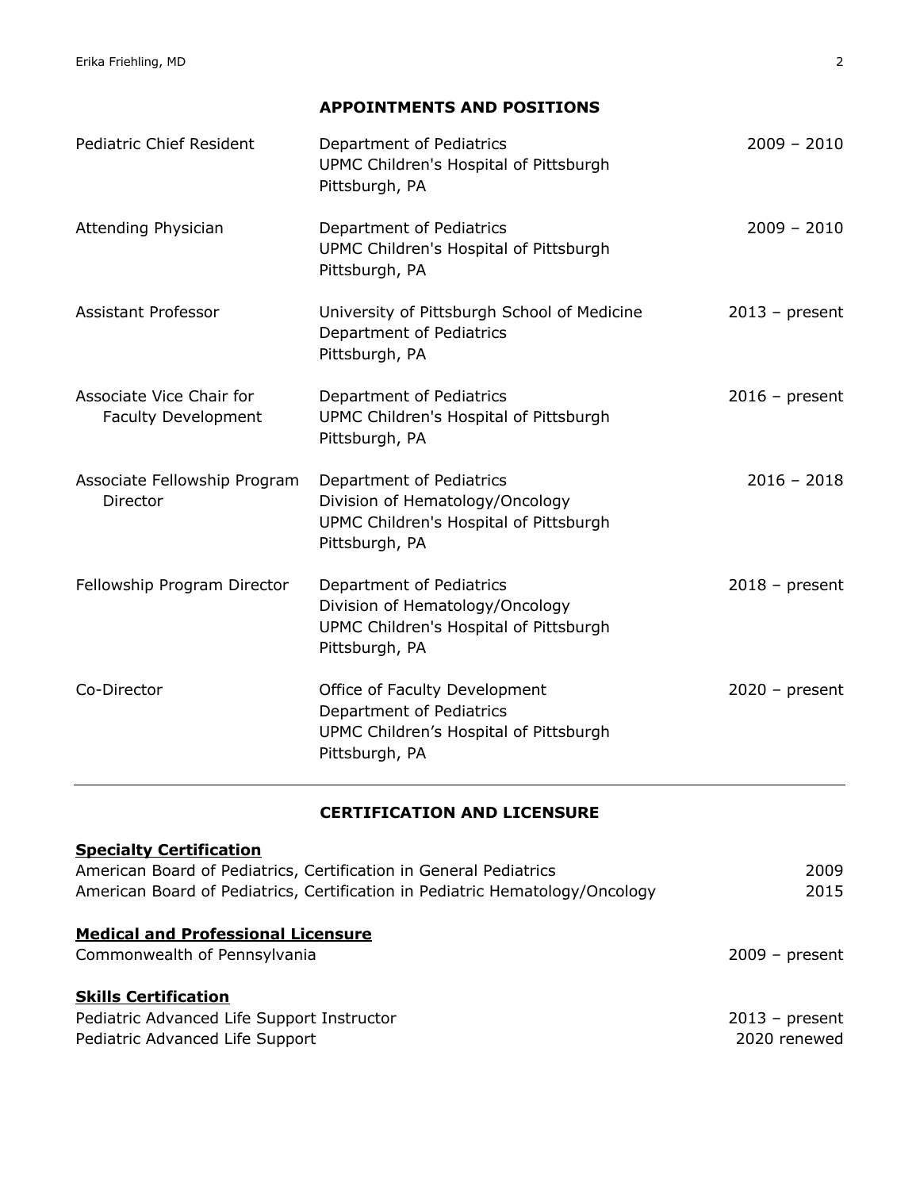## APPOINTMENTS AND POSITIONS

| Position | Institution | Dates |
|---|---|---|
| Pediatric Chief Resident | Department of Pediatrics<br>UPMC Children's Hospital of Pittsburgh<br>Pittsburgh, PA | 2009 – 2010 |
| Attending Physician | Department of Pediatrics<br>UPMC Children's Hospital of Pittsburgh<br>Pittsburgh, PA | 2009 – 2010 |
| Assistant Professor | University of Pittsburgh School of Medicine<br>Department of Pediatrics<br>Pittsburgh, PA | 2013 – present |
| Associate Vice Chair for Faculty Development | Department of Pediatrics<br>UPMC Children's Hospital of Pittsburgh<br>Pittsburgh, PA | 2016 – present |
| Associate Fellowship Program Director | Department of Pediatrics<br>Division of Hematology/Oncology<br>UPMC Children's Hospital of Pittsburgh<br>Pittsburgh, PA | 2016 – 2018 |
| Fellowship Program Director | Department of Pediatrics<br>Division of Hematology/Oncology<br>UPMC Children's Hospital of Pittsburgh<br>Pittsburgh, PA | 2018 – present |
| Co-Director | Office of Faculty Development<br>Department of Pediatrics<br>UPMC Children's Hospital of Pittsburgh<br>Pittsburgh, PA | 2020 – present |

## CERTIFICATION AND LICENSURE

**Specialty Certification**

American Board of Pediatrics, Certification in General Pediatrics — 2009
American Board of Pediatrics, Certification in Pediatric Hematology/Oncology — 2015

**Medical and Professional Licensure**

Commonwealth of Pennsylvania — 2009 – present

**Skills Certification**

Pediatric Advanced Life Support Instructor — 2013 – present
Pediatric Advanced Life Support — 2020 renewed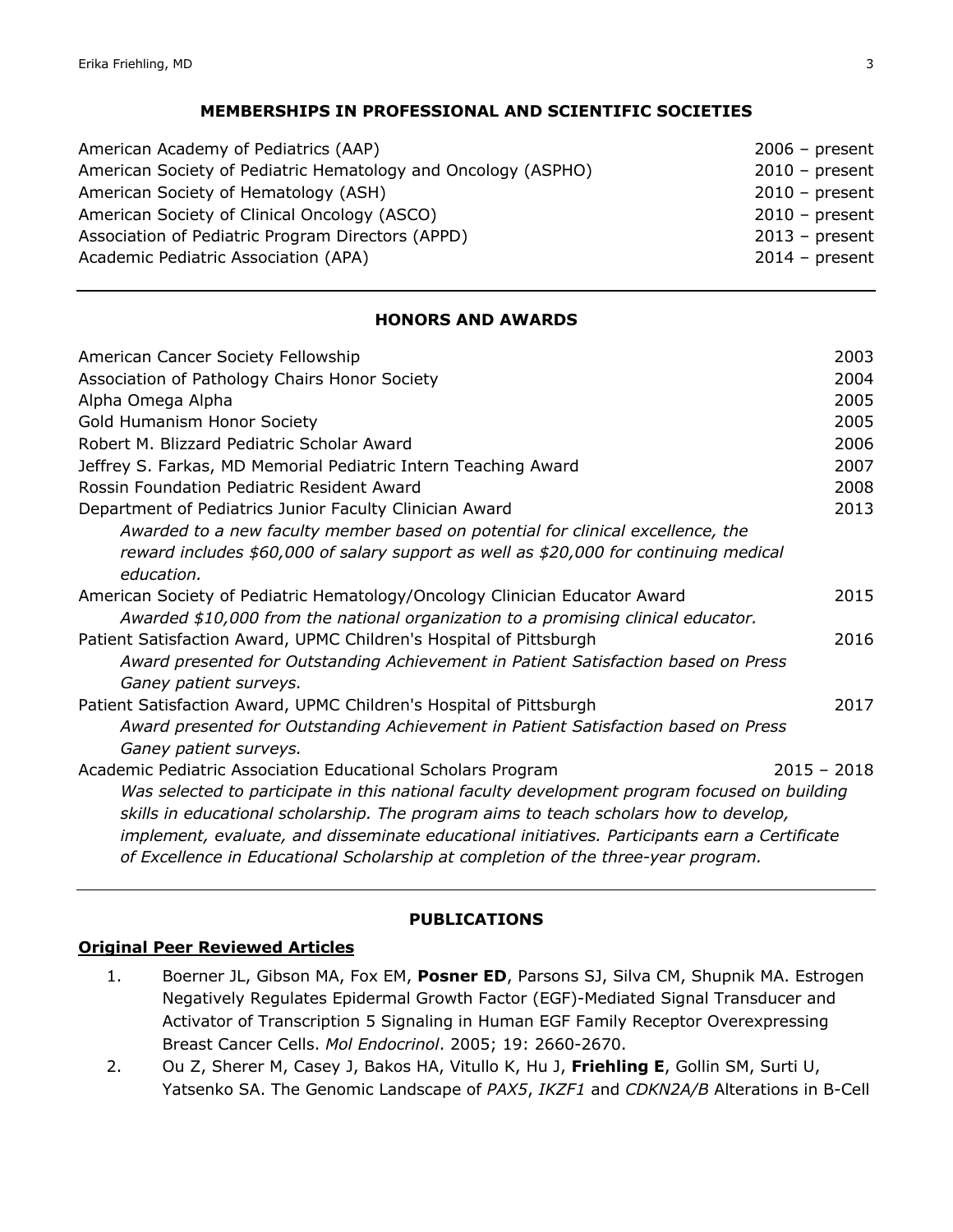## MEMBERSHIPS IN PROFESSIONAL AND SCIENTIFIC SOCIETIES

| | |
|---|---|
| American Academy of Pediatrics (AAP) | 2006 – present |
| American Society of Pediatric Hematology and Oncology (ASPHO) | 2010 – present |
| American Society of Hematology (ASH) | 2010 – present |
| American Society of Clinical Oncology (ASCO) | 2010 – present |
| Association of Pediatric Program Directors (APPD) | 2013 – present |
| Academic Pediatric Association (APA) | 2014 – present |

---

## HONORS AND AWARDS

American Cancer Society Fellowship — 2003

Association of Pathology Chairs Honor Society — 2004

Alpha Omega Alpha — 2005

Gold Humanism Honor Society — 2005

Robert M. Blizzard Pediatric Scholar Award — 2006

Jeffrey S. Farkas, MD Memorial Pediatric Intern Teaching Award — 2007

Rossin Foundation Pediatric Resident Award — 2008

Department of Pediatrics Junior Faculty Clinician Award — 2013

*Awarded to a new faculty member based on potential for clinical excellence, the reward includes $60,000 of salary support as well as $20,000 for continuing medical education.*

American Society of Pediatric Hematology/Oncology Clinician Educator Award — 2015

*Awarded $10,000 from the national organization to a promising clinical educator.*

Patient Satisfaction Award, UPMC Children's Hospital of Pittsburgh — 2016

*Award presented for Outstanding Achievement in Patient Satisfaction based on Press Ganey patient surveys.*

Patient Satisfaction Award, UPMC Children's Hospital of Pittsburgh — 2017

*Award presented for Outstanding Achievement in Patient Satisfaction based on Press Ganey patient surveys.*

Academic Pediatric Association Educational Scholars Program — 2015 – 2018

*Was selected to participate in this national faculty development program focused on building skills in educational scholarship. The program aims to teach scholars how to develop, implement, evaluate, and disseminate educational initiatives. Participants earn a Certificate of Excellence in Educational Scholarship at completion of the three-year program.*

---

## PUBLICATIONS

### Original Peer Reviewed Articles

1. Boerner JL, Gibson MA, Fox EM, **Posner ED**, Parsons SJ, Silva CM, Shupnik MA. Estrogen Negatively Regulates Epidermal Growth Factor (EGF)-Mediated Signal Transducer and Activator of Transcription 5 Signaling in Human EGF Family Receptor Overexpressing Breast Cancer Cells. *Mol Endocrinol*. 2005; 19: 2660-2670.
2. Ou Z, Sherer M, Casey J, Bakos HA, Vitullo K, Hu J, **Friehling E**, Gollin SM, Surti U, Yatsenko SA. The Genomic Landscape of *PAX5*, *IKZF1* and *CDKN2A/B* Alterations in B-Cell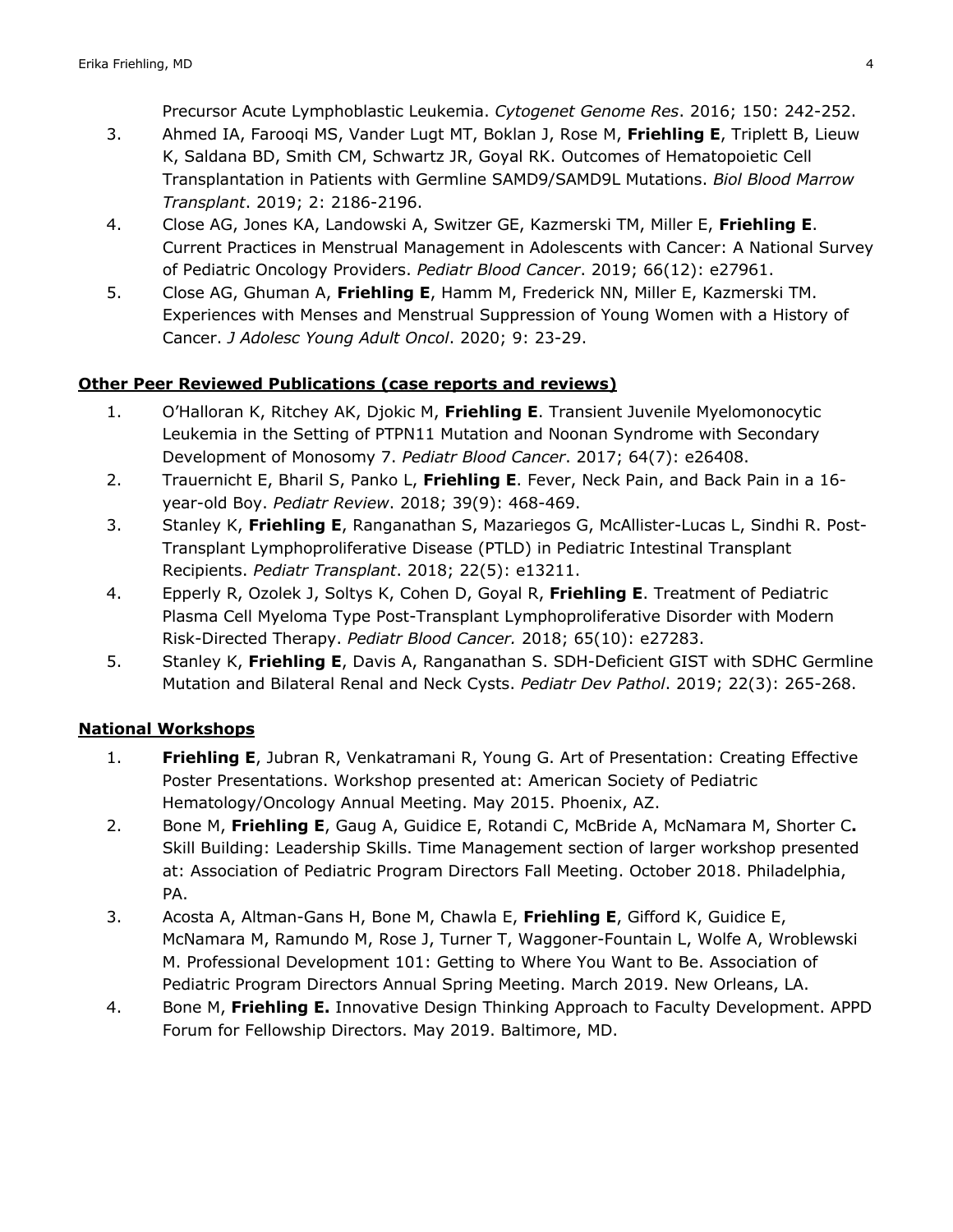Precursor Acute Lymphoblastic Leukemia. *Cytogenet Genome Res*. 2016; 150: 242-252.

3. Ahmed IA, Farooqi MS, Vander Lugt MT, Boklan J, Rose M, **Friehling E**, Triplett B, Lieuw K, Saldana BD, Smith CM, Schwartz JR, Goyal RK. Outcomes of Hematopoietic Cell Transplantation in Patients with Germline SAMD9/SAMD9L Mutations. *Biol Blood Marrow Transplant*. 2019; 2: 2186-2196.
4. Close AG, Jones KA, Landowski A, Switzer GE, Kazmerski TM, Miller E, **Friehling E**. Current Practices in Menstrual Management in Adolescents with Cancer: A National Survey of Pediatric Oncology Providers. *Pediatr Blood Cancer*. 2019; 66(12): e27961.
5. Close AG, Ghuman A, **Friehling E**, Hamm M, Frederick NN, Miller E, Kazmerski TM. Experiences with Menses and Menstrual Suppression of Young Women with a History of Cancer. *J Adolesc Young Adult Oncol*. 2020; 9: 23-29.

## Other Peer Reviewed Publications (case reports and reviews)

1. O'Halloran K, Ritchey AK, Djokic M, **Friehling E**. Transient Juvenile Myelomonocytic Leukemia in the Setting of PTPN11 Mutation and Noonan Syndrome with Secondary Development of Monosomy 7. *Pediatr Blood Cancer*. 2017; 64(7): e26408.
2. Trauernicht E, Bharil S, Panko L, **Friehling E**. Fever, Neck Pain, and Back Pain in a 16-year-old Boy. *Pediatr Review*. 2018; 39(9): 468-469.
3. Stanley K, **Friehling E**, Ranganathan S, Mazariegos G, McAllister-Lucas L, Sindhi R. Post-Transplant Lymphoproliferative Disease (PTLD) in Pediatric Intestinal Transplant Recipients. *Pediatr Transplant*. 2018; 22(5): e13211.
4. Epperly R, Ozolek J, Soltys K, Cohen D, Goyal R, **Friehling E**. Treatment of Pediatric Plasma Cell Myeloma Type Post-Transplant Lymphoproliferative Disorder with Modern Risk-Directed Therapy. *Pediatr Blood Cancer.* 2018; 65(10): e27283.
5. Stanley K, **Friehling E**, Davis A, Ranganathan S. SDH-Deficient GIST with SDHC Germline Mutation and Bilateral Renal and Neck Cysts. *Pediatr Dev Pathol*. 2019; 22(3): 265-268.

## National Workshops

1. **Friehling E**, Jubran R, Venkatramani R, Young G. Art of Presentation: Creating Effective Poster Presentations. Workshop presented at: American Society of Pediatric Hematology/Oncology Annual Meeting. May 2015. Phoenix, AZ.
2. Bone M, **Friehling E**, Gaug A, Guidice E, Rotandi C, McBride A, McNamara M, Shorter C**.** Skill Building: Leadership Skills. Time Management section of larger workshop presented at: Association of Pediatric Program Directors Fall Meeting. October 2018. Philadelphia, PA.
3. Acosta A, Altman-Gans H, Bone M, Chawla E, **Friehling E**, Gifford K, Guidice E, McNamara M, Ramundo M, Rose J, Turner T, Waggoner-Fountain L, Wolfe A, Wroblewski M. Professional Development 101: Getting to Where You Want to Be. Association of Pediatric Program Directors Annual Spring Meeting. March 2019. New Orleans, LA.
4. Bone M, **Friehling E.** Innovative Design Thinking Approach to Faculty Development. APPD Forum for Fellowship Directors. May 2019. Baltimore, MD.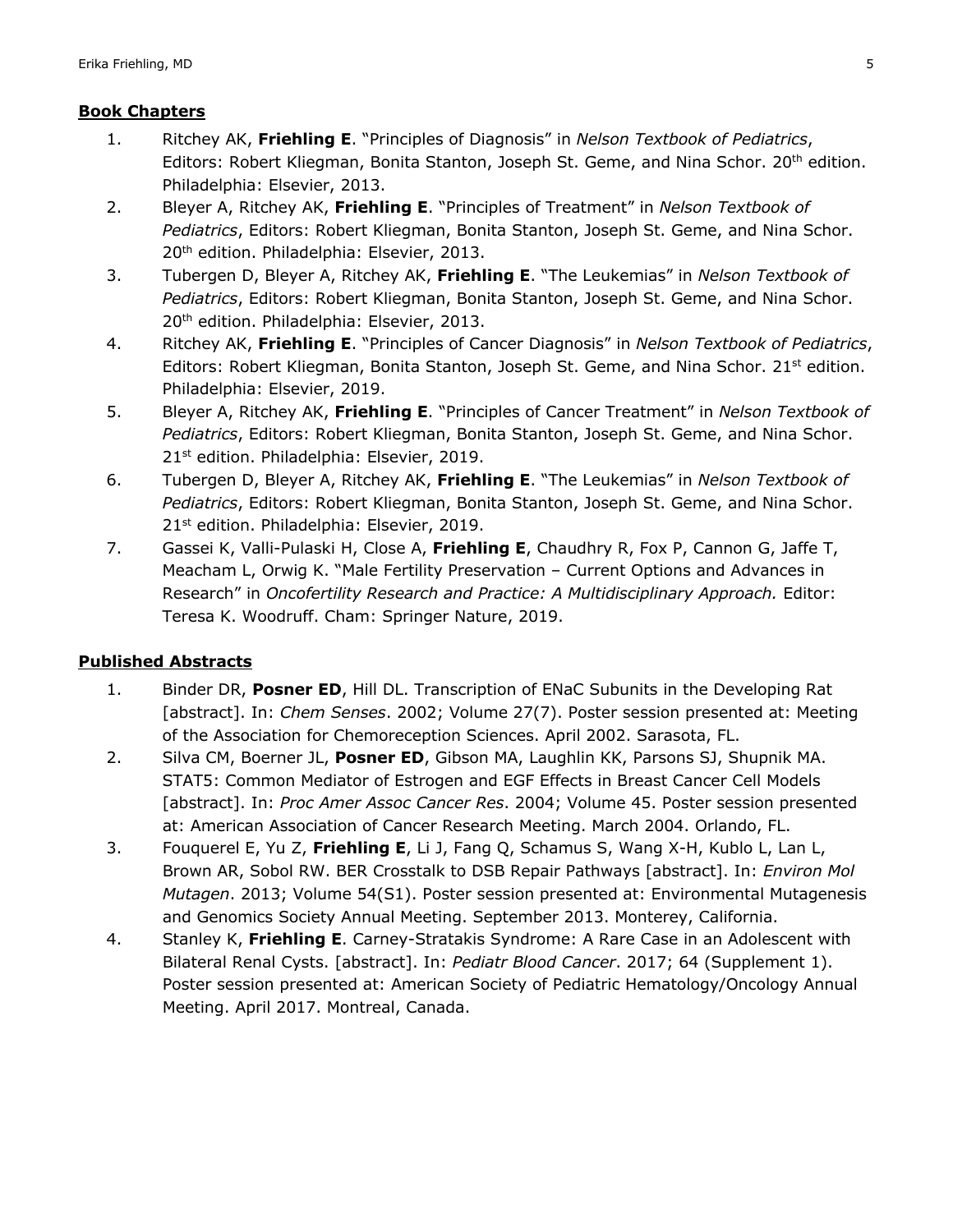**Book Chapters**

1. Ritchey AK, **Friehling E**. "Principles of Diagnosis" in *Nelson Textbook of Pediatrics*, Editors: Robert Kliegman, Bonita Stanton, Joseph St. Geme, and Nina Schor. 20th edition. Philadelphia: Elsevier, 2013.
2. Bleyer A, Ritchey AK, **Friehling E**. "Principles of Treatment" in *Nelson Textbook of Pediatrics*, Editors: Robert Kliegman, Bonita Stanton, Joseph St. Geme, and Nina Schor. 20th edition. Philadelphia: Elsevier, 2013.
3. Tubergen D, Bleyer A, Ritchey AK, **Friehling E**. "The Leukemias" in *Nelson Textbook of Pediatrics*, Editors: Robert Kliegman, Bonita Stanton, Joseph St. Geme, and Nina Schor. 20th edition. Philadelphia: Elsevier, 2013.
4. Ritchey AK, **Friehling E**. "Principles of Cancer Diagnosis" in *Nelson Textbook of Pediatrics*, Editors: Robert Kliegman, Bonita Stanton, Joseph St. Geme, and Nina Schor. 21st edition. Philadelphia: Elsevier, 2019.
5. Bleyer A, Ritchey AK, **Friehling E**. "Principles of Cancer Treatment" in *Nelson Textbook of Pediatrics*, Editors: Robert Kliegman, Bonita Stanton, Joseph St. Geme, and Nina Schor. 21st edition. Philadelphia: Elsevier, 2019.
6. Tubergen D, Bleyer A, Ritchey AK, **Friehling E**. "The Leukemias" in *Nelson Textbook of Pediatrics*, Editors: Robert Kliegman, Bonita Stanton, Joseph St. Geme, and Nina Schor. 21st edition. Philadelphia: Elsevier, 2019.
7. Gassei K, Valli-Pulaski H, Close A, **Friehling E**, Chaudhry R, Fox P, Cannon G, Jaffe T, Meacham L, Orwig K. "Male Fertility Preservation – Current Options and Advances in Research" in *Oncofertility Research and Practice: A Multidisciplinary Approach.* Editor: Teresa K. Woodruff. Cham: Springer Nature, 2019.

**Published Abstracts**

1. Binder DR, **Posner ED**, Hill DL. Transcription of ENaC Subunits in the Developing Rat [abstract]. In: *Chem Senses*. 2002; Volume 27(7). Poster session presented at: Meeting of the Association for Chemoreception Sciences. April 2002. Sarasota, FL.
2. Silva CM, Boerner JL, **Posner ED**, Gibson MA, Laughlin KK, Parsons SJ, Shupnik MA. STAT5: Common Mediator of Estrogen and EGF Effects in Breast Cancer Cell Models [abstract]. In: *Proc Amer Assoc Cancer Res*. 2004; Volume 45. Poster session presented at: American Association of Cancer Research Meeting. March 2004. Orlando, FL.
3. Fouquerel E, Yu Z, **Friehling E**, Li J, Fang Q, Schamus S, Wang X-H, Kublo L, Lan L, Brown AR, Sobol RW. BER Crosstalk to DSB Repair Pathways [abstract]. In: *Environ Mol Mutagen*. 2013; Volume 54(S1). Poster session presented at: Environmental Mutagenesis and Genomics Society Annual Meeting. September 2013. Monterey, California.
4. Stanley K, **Friehling E**. Carney-Stratakis Syndrome: A Rare Case in an Adolescent with Bilateral Renal Cysts. [abstract]. In: *Pediatr Blood Cancer*. 2017; 64 (Supplement 1). Poster session presented at: American Society of Pediatric Hematology/Oncology Annual Meeting. April 2017. Montreal, Canada.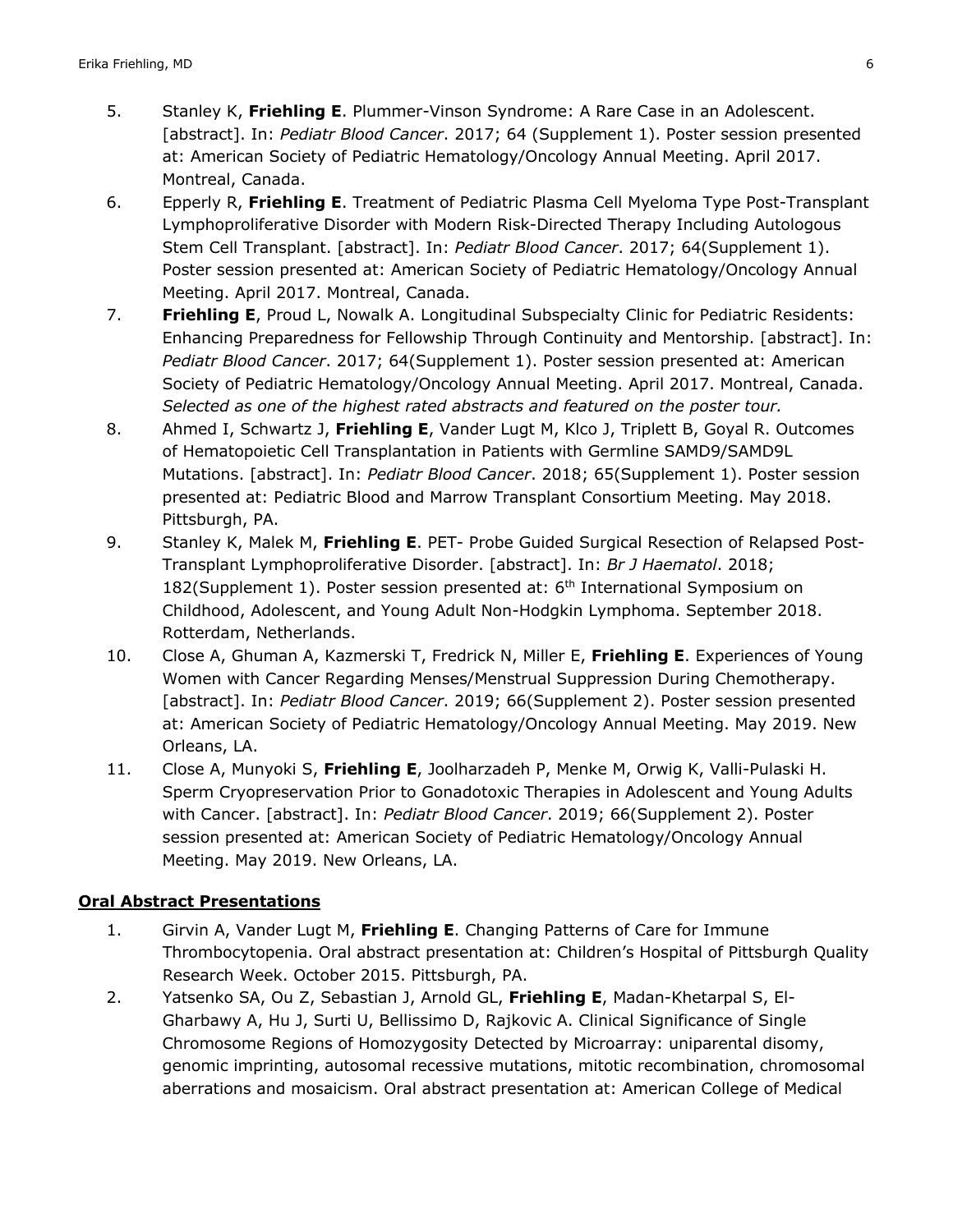5. Stanley K, **Friehling E**. Plummer-Vinson Syndrome: A Rare Case in an Adolescent. [abstract]. In: *Pediatr Blood Cancer*. 2017; 64 (Supplement 1). Poster session presented at: American Society of Pediatric Hematology/Oncology Annual Meeting. April 2017. Montreal, Canada.
6. Epperly R, **Friehling E**. Treatment of Pediatric Plasma Cell Myeloma Type Post-Transplant Lymphoproliferative Disorder with Modern Risk-Directed Therapy Including Autologous Stem Cell Transplant. [abstract]. In: *Pediatr Blood Cancer*. 2017; 64(Supplement 1). Poster session presented at: American Society of Pediatric Hematology/Oncology Annual Meeting. April 2017. Montreal, Canada.
7. **Friehling E**, Proud L, Nowalk A. Longitudinal Subspecialty Clinic for Pediatric Residents: Enhancing Preparedness for Fellowship Through Continuity and Mentorship. [abstract]. In: *Pediatr Blood Cancer*. 2017; 64(Supplement 1). Poster session presented at: American Society of Pediatric Hematology/Oncology Annual Meeting. April 2017. Montreal, Canada. *Selected as one of the highest rated abstracts and featured on the poster tour.*
8. Ahmed I, Schwartz J, **Friehling E**, Vander Lugt M, Klco J, Triplett B, Goyal R. Outcomes of Hematopoietic Cell Transplantation in Patients with Germline SAMD9/SAMD9L Mutations. [abstract]. In: *Pediatr Blood Cancer*. 2018; 65(Supplement 1). Poster session presented at: Pediatric Blood and Marrow Transplant Consortium Meeting. May 2018. Pittsburgh, PA.
9. Stanley K, Malek M, **Friehling E**. PET- Probe Guided Surgical Resection of Relapsed Post-Transplant Lymphoproliferative Disorder. [abstract]. In: *Br J Haematol*. 2018; 182(Supplement 1). Poster session presented at: 6th International Symposium on Childhood, Adolescent, and Young Adult Non-Hodgkin Lymphoma. September 2018. Rotterdam, Netherlands.
10. Close A, Ghuman A, Kazmerski T, Fredrick N, Miller E, **Friehling E**. Experiences of Young Women with Cancer Regarding Menses/Menstrual Suppression During Chemotherapy. [abstract]. In: *Pediatr Blood Cancer*. 2019; 66(Supplement 2). Poster session presented at: American Society of Pediatric Hematology/Oncology Annual Meeting. May 2019. New Orleans, LA.
11. Close A, Munyoki S, **Friehling E**, Joolharzadeh P, Menke M, Orwig K, Valli-Pulaski H. Sperm Cryopreservation Prior to Gonadotoxic Therapies in Adolescent and Young Adults with Cancer. [abstract]. In: *Pediatr Blood Cancer*. 2019; 66(Supplement 2). Poster session presented at: American Society of Pediatric Hematology/Oncology Annual Meeting. May 2019. New Orleans, LA.

**Oral Abstract Presentations**

1. Girvin A, Vander Lugt M, **Friehling E**. Changing Patterns of Care for Immune Thrombocytopenia. Oral abstract presentation at: Children's Hospital of Pittsburgh Quality Research Week. October 2015. Pittsburgh, PA.
2. Yatsenko SA, Ou Z, Sebastian J, Arnold GL, **Friehling E**, Madan-Khetarpal S, El-Gharbawy A, Hu J, Surti U, Bellissimo D, Rajkovic A. Clinical Significance of Single Chromosome Regions of Homozygosity Detected by Microarray: uniparental disomy, genomic imprinting, autosomal recessive mutations, mitotic recombination, chromosomal aberrations and mosaicism. Oral abstract presentation at: American College of Medical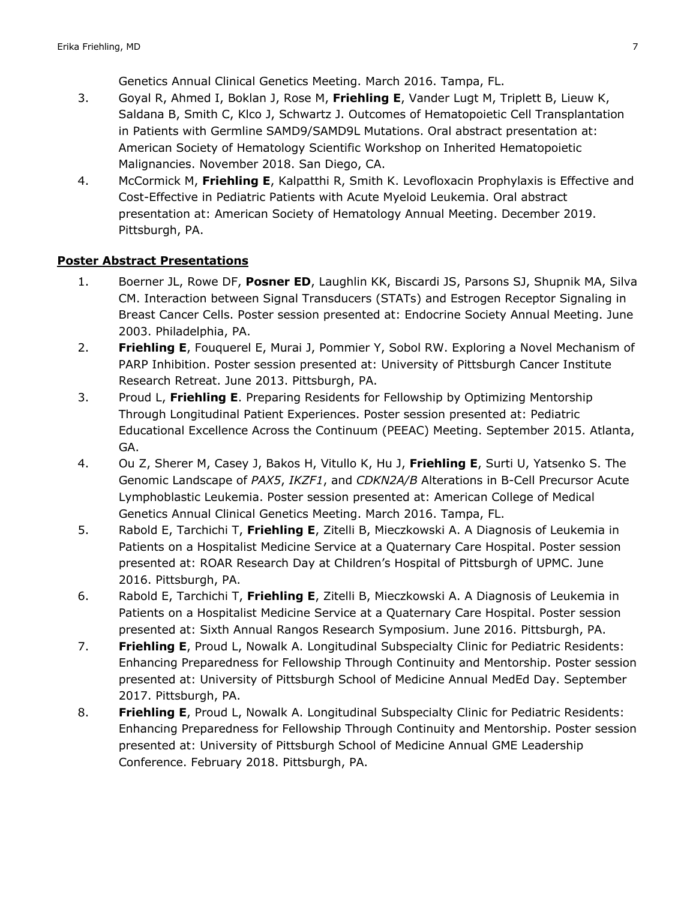Genetics Annual Clinical Genetics Meeting. March 2016. Tampa, FL.

3. Goyal R, Ahmed I, Boklan J, Rose M, **Friehling E**, Vander Lugt M, Triplett B, Lieuw K, Saldana B, Smith C, Klco J, Schwartz J. Outcomes of Hematopoietic Cell Transplantation in Patients with Germline SAMD9/SAMD9L Mutations. Oral abstract presentation at: American Society of Hematology Scientific Workshop on Inherited Hematopoietic Malignancies. November 2018. San Diego, CA.
4. McCormick M, **Friehling E**, Kalpatthi R, Smith K. Levofloxacin Prophylaxis is Effective and Cost-Effective in Pediatric Patients with Acute Myeloid Leukemia. Oral abstract presentation at: American Society of Hematology Annual Meeting. December 2019. Pittsburgh, PA.

**Poster Abstract Presentations**

1. Boerner JL, Rowe DF, **Posner ED**, Laughlin KK, Biscardi JS, Parsons SJ, Shupnik MA, Silva CM. Interaction between Signal Transducers (STATs) and Estrogen Receptor Signaling in Breast Cancer Cells. Poster session presented at: Endocrine Society Annual Meeting. June 2003. Philadelphia, PA.
2. **Friehling E**, Fouquerel E, Murai J, Pommier Y, Sobol RW. Exploring a Novel Mechanism of PARP Inhibition. Poster session presented at: University of Pittsburgh Cancer Institute Research Retreat. June 2013. Pittsburgh, PA.
3. Proud L, **Friehling E**. Preparing Residents for Fellowship by Optimizing Mentorship Through Longitudinal Patient Experiences. Poster session presented at: Pediatric Educational Excellence Across the Continuum (PEEAC) Meeting. September 2015. Atlanta, GA.
4. Ou Z, Sherer M, Casey J, Bakos H, Vitullo K, Hu J, **Friehling E**, Surti U, Yatsenko S. The Genomic Landscape of *PAX5*, *IKZF1*, and *CDKN2A/B* Alterations in B-Cell Precursor Acute Lymphoblastic Leukemia. Poster session presented at: American College of Medical Genetics Annual Clinical Genetics Meeting. March 2016. Tampa, FL.
5. Rabold E, Tarchichi T, **Friehling E**, Zitelli B, Mieczkowski A. A Diagnosis of Leukemia in Patients on a Hospitalist Medicine Service at a Quaternary Care Hospital. Poster session presented at: ROAR Research Day at Children's Hospital of Pittsburgh of UPMC. June 2016. Pittsburgh, PA.
6. Rabold E, Tarchichi T, **Friehling E**, Zitelli B, Mieczkowski A. A Diagnosis of Leukemia in Patients on a Hospitalist Medicine Service at a Quaternary Care Hospital. Poster session presented at: Sixth Annual Rangos Research Symposium. June 2016. Pittsburgh, PA.
7. **Friehling E**, Proud L, Nowalk A. Longitudinal Subspecialty Clinic for Pediatric Residents: Enhancing Preparedness for Fellowship Through Continuity and Mentorship. Poster session presented at: University of Pittsburgh School of Medicine Annual MedEd Day. September 2017. Pittsburgh, PA.
8. **Friehling E**, Proud L, Nowalk A. Longitudinal Subspecialty Clinic for Pediatric Residents: Enhancing Preparedness for Fellowship Through Continuity and Mentorship. Poster session presented at: University of Pittsburgh School of Medicine Annual GME Leadership Conference. February 2018. Pittsburgh, PA.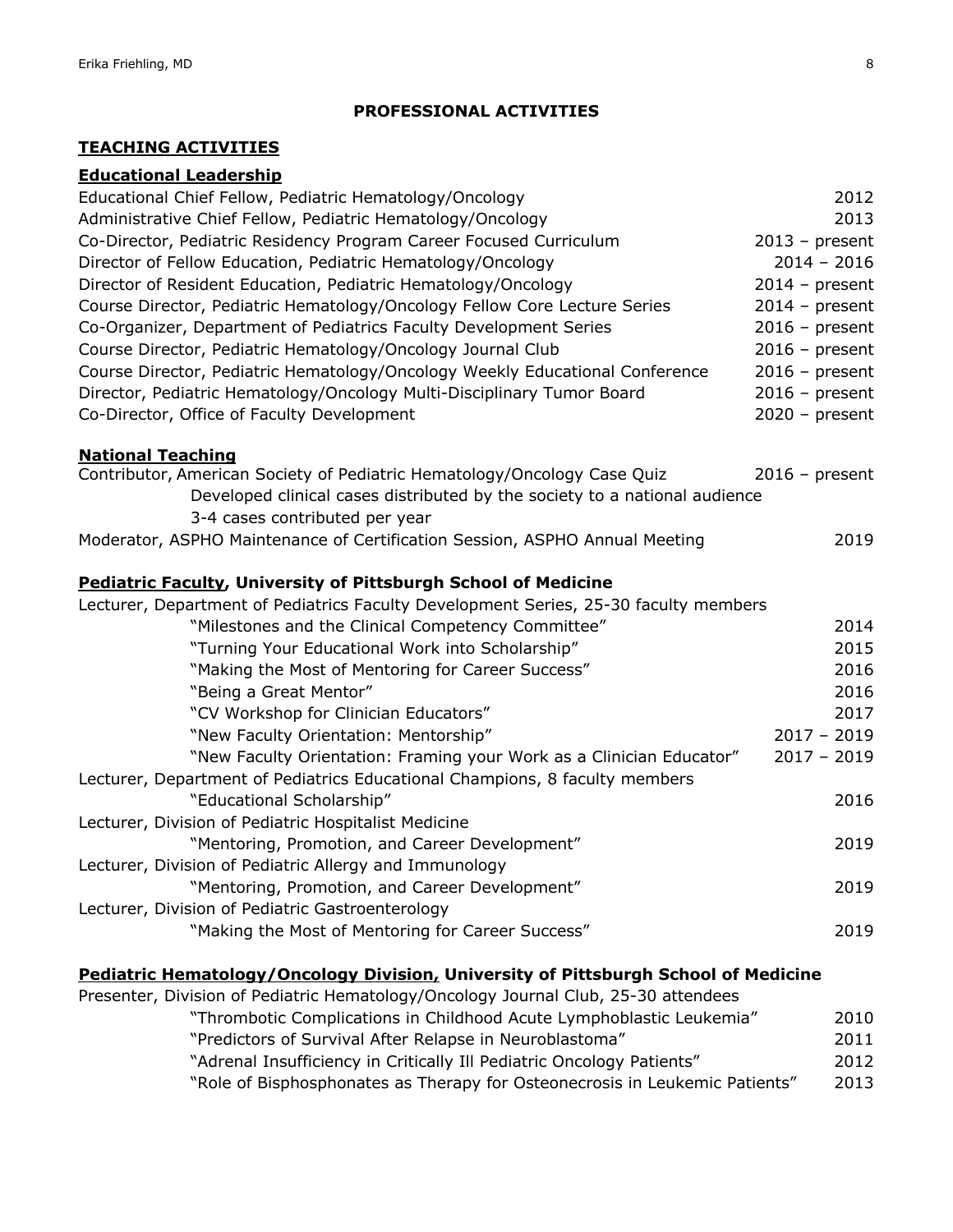## PROFESSIONAL ACTIVITIES

### TEACHING ACTIVITIES

#### Educational Leadership

| | |
|---|---|
| Educational Chief Fellow, Pediatric Hematology/Oncology | 2012 |
| Administrative Chief Fellow, Pediatric Hematology/Oncology | 2013 |
| Co-Director, Pediatric Residency Program Career Focused Curriculum | 2013 – present |
| Director of Fellow Education, Pediatric Hematology/Oncology | 2014 – 2016 |
| Director of Resident Education, Pediatric Hematology/Oncology | 2014 – present |
| Course Director, Pediatric Hematology/Oncology Fellow Core Lecture Series | 2014 – present |
| Co-Organizer, Department of Pediatrics Faculty Development Series | 2016 – present |
| Course Director, Pediatric Hematology/Oncology Journal Club | 2016 – present |
| Course Director, Pediatric Hematology/Oncology Weekly Educational Conference | 2016 – present |
| Director, Pediatric Hematology/Oncology Multi-Disciplinary Tumor Board | 2016 – present |
| Co-Director, Office of Faculty Development | 2020 – present |

#### National Teaching

Contributor, American Society of Pediatric Hematology/Oncology Case Quiz — 2016 – present
- Developed clinical cases distributed by the society to a national audience
- 3-4 cases contributed per year

Moderator, ASPHO Maintenance of Certification Session, ASPHO Annual Meeting — 2019

#### Pediatric Faculty, University of Pittsburgh School of Medicine

Lecturer, Department of Pediatrics Faculty Development Series, 25-30 faculty members
- "Milestones and the Clinical Competency Committee" — 2014
- "Turning Your Educational Work into Scholarship" — 2015
- "Making the Most of Mentoring for Career Success" — 2016
- "Being a Great Mentor" — 2016
- "CV Workshop for Clinician Educators" — 2017
- "New Faculty Orientation: Mentorship" — 2017 – 2019
- "New Faculty Orientation: Framing your Work as a Clinician Educator" — 2017 – 2019

Lecturer, Department of Pediatrics Educational Champions, 8 faculty members
- "Educational Scholarship" — 2016

Lecturer, Division of Pediatric Hospitalist Medicine
- "Mentoring, Promotion, and Career Development" — 2019

Lecturer, Division of Pediatric Allergy and Immunology
- "Mentoring, Promotion, and Career Development" — 2019

Lecturer, Division of Pediatric Gastroenterology
- "Making the Most of Mentoring for Career Success" — 2019

#### Pediatric Hematology/Oncology Division, University of Pittsburgh School of Medicine

Presenter, Division of Pediatric Hematology/Oncology Journal Club, 25-30 attendees
- "Thrombotic Complications in Childhood Acute Lymphoblastic Leukemia" — 2010
- "Predictors of Survival After Relapse in Neuroblastoma" — 2011
- "Adrenal Insufficiency in Critically Ill Pediatric Oncology Patients" — 2012
- "Role of Bisphosphonates as Therapy for Osteonecrosis in Leukemic Patients" — 2013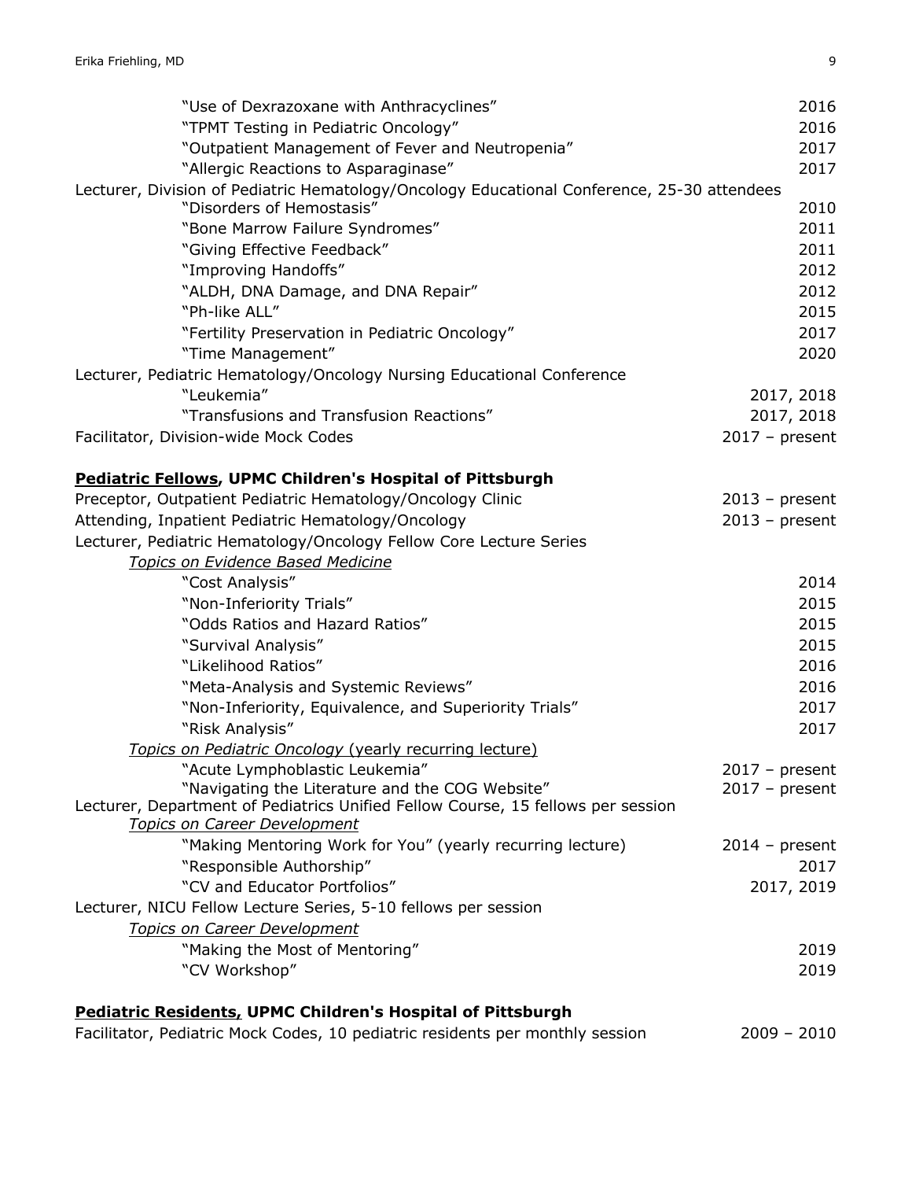"Use of Dexrazoxane with Anthracyclines" 2016
"TPMT Testing in Pediatric Oncology" 2016
"Outpatient Management of Fever and Neutropenia" 2017
"Allergic Reactions to Asparaginase" 2017

Lecturer, Division of Pediatric Hematology/Oncology Educational Conference, 25-30 attendees

"Disorders of Hemostasis" 2010
"Bone Marrow Failure Syndromes" 2011
"Giving Effective Feedback" 2011
"Improving Handoffs" 2012
"ALDH, DNA Damage, and DNA Repair" 2012
"Ph-like ALL" 2015
"Fertility Preservation in Pediatric Oncology" 2017
"Time Management" 2020

Lecturer, Pediatric Hematology/Oncology Nursing Educational Conference

"Leukemia" 2017, 2018
"Transfusions and Transfusion Reactions" 2017, 2018

Facilitator, Division-wide Mock Codes 2017 – present

**Pediatric Fellows, UPMC Children's Hospital of Pittsburgh**

Preceptor, Outpatient Pediatric Hematology/Oncology Clinic 2013 – present
Attending, Inpatient Pediatric Hematology/Oncology 2013 – present
Lecturer, Pediatric Hematology/Oncology Fellow Core Lecture Series

*Topics on Evidence Based Medicine*

"Cost Analysis" 2014
"Non-Inferiority Trials" 2015
"Odds Ratios and Hazard Ratios" 2015
"Survival Analysis" 2015
"Likelihood Ratios" 2016
"Meta-Analysis and Systemic Reviews" 2016
"Non-Inferiority, Equivalence, and Superiority Trials" 2017
"Risk Analysis" 2017

*Topics on Pediatric Oncology* (yearly recurring lecture)

"Acute Lymphoblastic Leukemia" 2017 – present
"Navigating the Literature and the COG Website" 2017 – present

Lecturer, Department of Pediatrics Unified Fellow Course, 15 fellows per session

*Topics on Career Development*

"Making Mentoring Work for You" (yearly recurring lecture) 2014 – present
"Responsible Authorship" 2017
"CV and Educator Portfolios" 2017, 2019

Lecturer, NICU Fellow Lecture Series, 5-10 fellows per session

*Topics on Career Development*

"Making the Most of Mentoring" 2019
"CV Workshop" 2019

**Pediatric Residents, UPMC Children's Hospital of Pittsburgh**

Facilitator, Pediatric Mock Codes, 10 pediatric residents per monthly session 2009 – 2010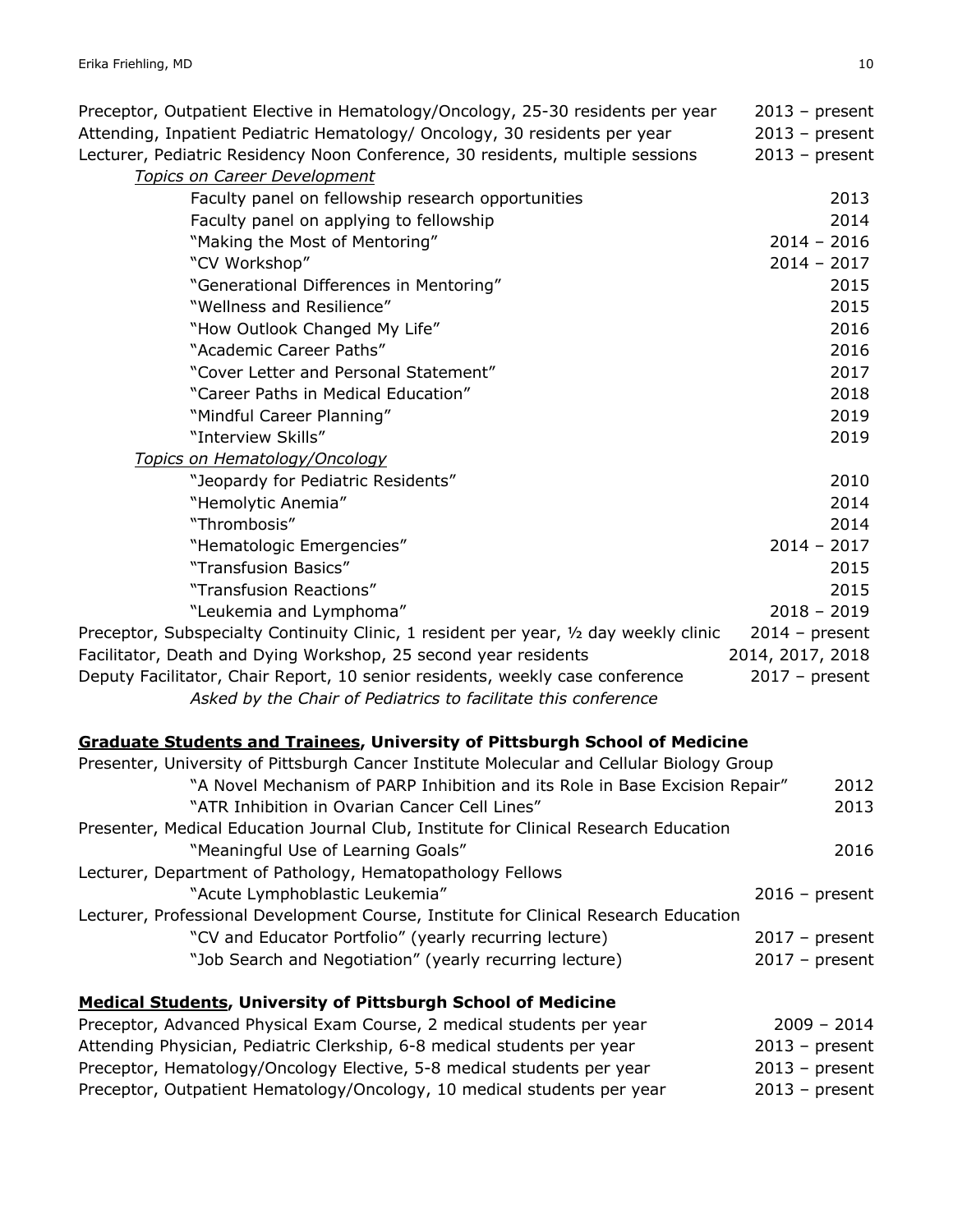Preceptor, Outpatient Elective in Hematology/Oncology, 25-30 residents per year 2013 – present
Attending, Inpatient Pediatric Hematology/ Oncology, 30 residents per year 2013 – present
Lecturer, Pediatric Residency Noon Conference, 30 residents, multiple sessions 2013 – present

*<u>Topics on Career Development</u>*

- Faculty panel on fellowship research opportunities 2013
- Faculty panel on applying to fellowship 2014
- "Making the Most of Mentoring" 2014 – 2016
- "CV Workshop" 2014 – 2017
- "Generational Differences in Mentoring" 2015
- "Wellness and Resilience" 2015
- "How Outlook Changed My Life" 2016
- "Academic Career Paths" 2016
- "Cover Letter and Personal Statement" 2017
- "Career Paths in Medical Education" 2018
- "Mindful Career Planning" 2019
- "Interview Skills" 2019

*<u>Topics on Hematology/Oncology</u>*

- "Jeopardy for Pediatric Residents" 2010
- "Hemolytic Anemia" 2014
- "Thrombosis" 2014
- "Hematologic Emergencies" 2014 – 2017
- "Transfusion Basics" 2015
- "Transfusion Reactions" 2015
- "Leukemia and Lymphoma" 2018 – 2019

Preceptor, Subspecialty Continuity Clinic, 1 resident per year, ½ day weekly clinic 2014 – present
Facilitator, Death and Dying Workshop, 25 second year residents 2014, 2017, 2018
Deputy Facilitator, Chair Report, 10 senior residents, weekly case conference 2017 – present
*Asked by the Chair of Pediatrics to facilitate this conference*

**<u>Graduate Students and Trainees</u>, University of Pittsburgh School of Medicine**

Presenter, University of Pittsburgh Cancer Institute Molecular and Cellular Biology Group
- "A Novel Mechanism of PARP Inhibition and its Role in Base Excision Repair" 2012
- "ATR Inhibition in Ovarian Cancer Cell Lines" 2013

Presenter, Medical Education Journal Club, Institute for Clinical Research Education
- "Meaningful Use of Learning Goals" 2016

Lecturer, Department of Pathology, Hematopathology Fellows
- "Acute Lymphoblastic Leukemia" 2016 – present

Lecturer, Professional Development Course, Institute for Clinical Research Education
- "CV and Educator Portfolio" (yearly recurring lecture) 2017 – present
- "Job Search and Negotiation" (yearly recurring lecture) 2017 – present

**<u>Medical Students</u>, University of Pittsburgh School of Medicine**

Preceptor, Advanced Physical Exam Course, 2 medical students per year 2009 – 2014
Attending Physician, Pediatric Clerkship, 6-8 medical students per year 2013 – present
Preceptor, Hematology/Oncology Elective, 5-8 medical students per year 2013 – present
Preceptor, Outpatient Hematology/Oncology, 10 medical students per year 2013 – present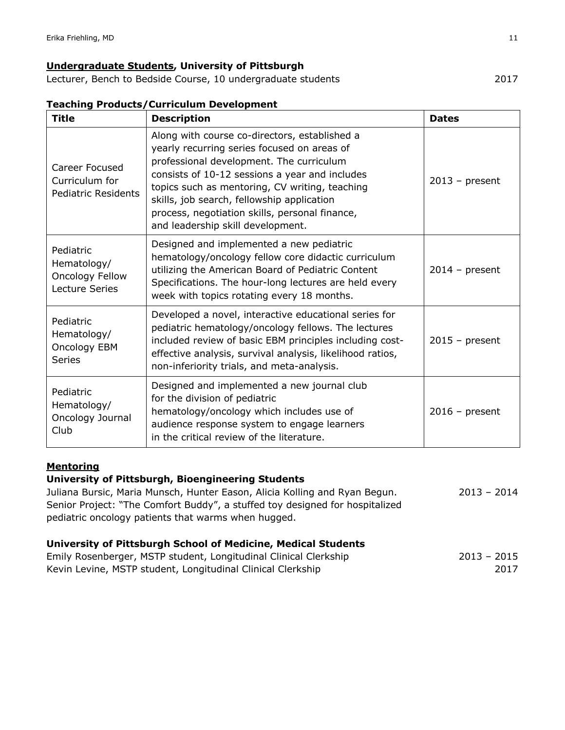**Undergraduate Students, University of Pittsburgh**

Lecturer, Bench to Bedside Course, 10 undergraduate students 2017

**Teaching Products/Curriculum Development**

| Title | Description | Dates |
| --- | --- | --- |
| Career Focused Curriculum for Pediatric Residents | Along with course co-directors, established a yearly recurring series focused on areas of professional development. The curriculum consists of 10-12 sessions a year and includes topics such as mentoring, CV writing, teaching skills, job search, fellowship application process, negotiation skills, personal finance, and leadership skill development. | 2013 – present |
| Pediatric Hematology/ Oncology Fellow Lecture Series | Designed and implemented a new pediatric hematology/oncology fellow core didactic curriculum utilizing the American Board of Pediatric Content Specifications. The hour-long lectures are held every week with topics rotating every 18 months. | 2014 – present |
| Pediatric Hematology/ Oncology EBM Series | Developed a novel, interactive educational series for pediatric hematology/oncology fellows. The lectures included review of basic EBM principles including cost-effective analysis, survival analysis, likelihood ratios, non-inferiority trials, and meta-analysis. | 2015 – present |
| Pediatric Hematology/ Oncology Journal Club | Designed and implemented a new journal club for the division of pediatric hematology/oncology which includes use of audience response system to engage learners in the critical review of the literature. | 2016 – present |

**Mentoring**

**University of Pittsburgh, Bioengineering Students**

Juliana Bursic, Maria Munsch, Hunter Eason, Alicia Kolling and Ryan Begun. 2013 – 2014
Senior Project: "The Comfort Buddy", a stuffed toy designed for hospitalized pediatric oncology patients that warms when hugged.

**University of Pittsburgh School of Medicine, Medical Students**

Emily Rosenberger, MSTP student, Longitudinal Clinical Clerkship 2013 – 2015
Kevin Levine, MSTP student, Longitudinal Clinical Clerkship 2017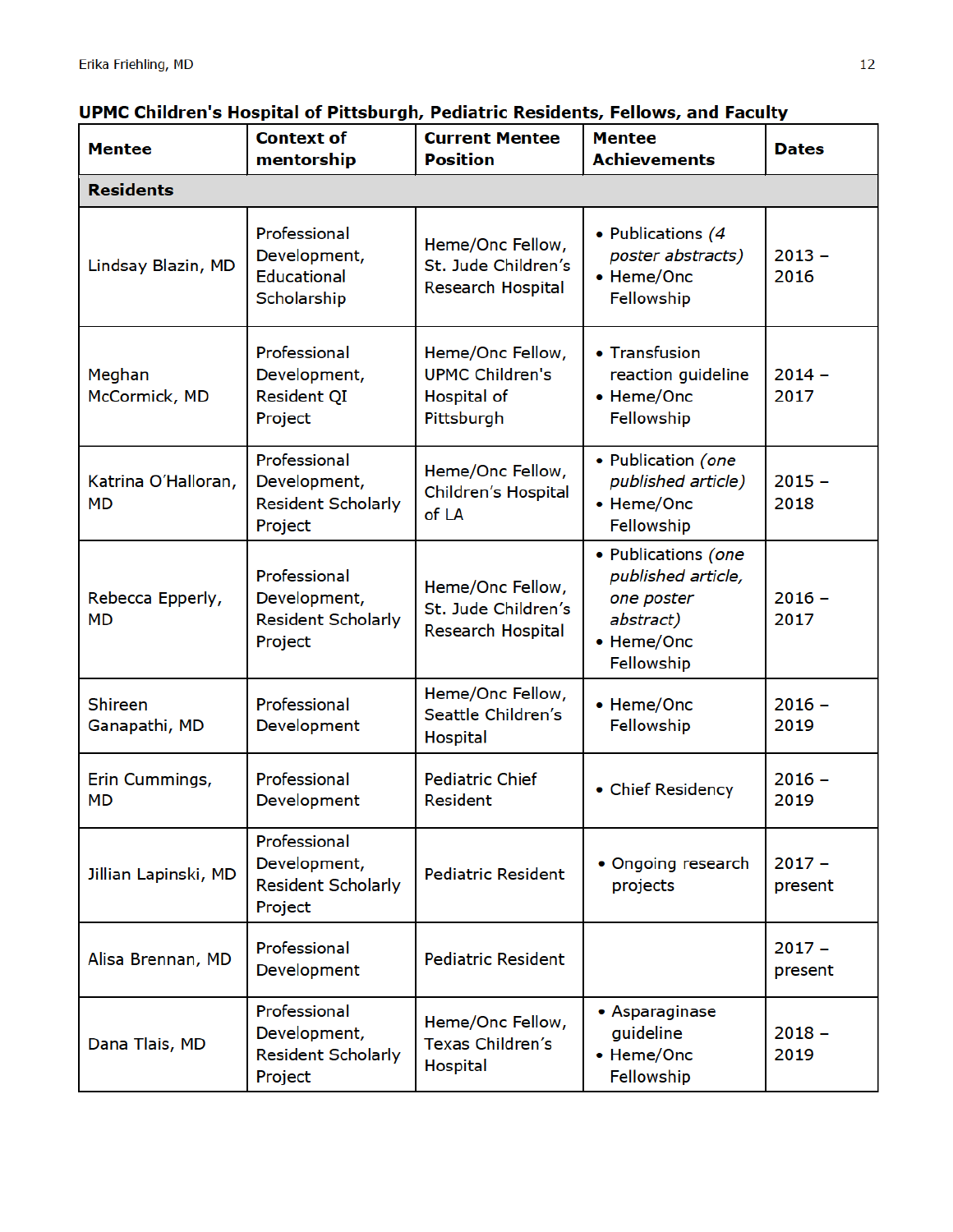**UPMC Children's Hospital of Pittsburgh, Pediatric Residents, Fellows, and Faculty**

| Mentee | Context of mentorship | Current Mentee Position | Mentee Achievements | Dates |
|---|---|---|---|---|
| **Residents** | | | | |
| Lindsay Blazin, MD | Professional Development, Educational Scholarship | Heme/Onc Fellow, St. Jude Children's Research Hospital | • Publications *(4 poster abstracts)*<br>• Heme/Onc Fellowship | 2013 – 2016 |
| Meghan McCormick, MD | Professional Development, Resident QI Project | Heme/Onc Fellow, UPMC Children's Hospital of Pittsburgh | • Transfusion reaction guideline<br>• Heme/Onc Fellowship | 2014 – 2017 |
| Katrina O'Halloran, MD | Professional Development, Resident Scholarly Project | Heme/Onc Fellow, Children's Hospital of LA | • Publication *(one published article)*<br>• Heme/Onc Fellowship | 2015 – 2018 |
| Rebecca Epperly, MD | Professional Development, Resident Scholarly Project | Heme/Onc Fellow, St. Jude Children's Research Hospital | • Publications *(one published article, one poster abstract)*<br>• Heme/Onc Fellowship | 2016 – 2017 |
| Shireen Ganapathi, MD | Professional Development | Heme/Onc Fellow, Seattle Children's Hospital | • Heme/Onc Fellowship | 2016 – 2019 |
| Erin Cummings, MD | Professional Development | Pediatric Chief Resident | • Chief Residency | 2016 – 2019 |
| Jillian Lapinski, MD | Professional Development, Resident Scholarly Project | Pediatric Resident | • Ongoing research projects | 2017 – present |
| Alisa Brennan, MD | Professional Development | Pediatric Resident | | 2017 – present |
| Dana Tlais, MD | Professional Development, Resident Scholarly Project | Heme/Onc Fellow, Texas Children's Hospital | • Asparaginase guideline<br>• Heme/Onc Fellowship | 2018 – 2019 |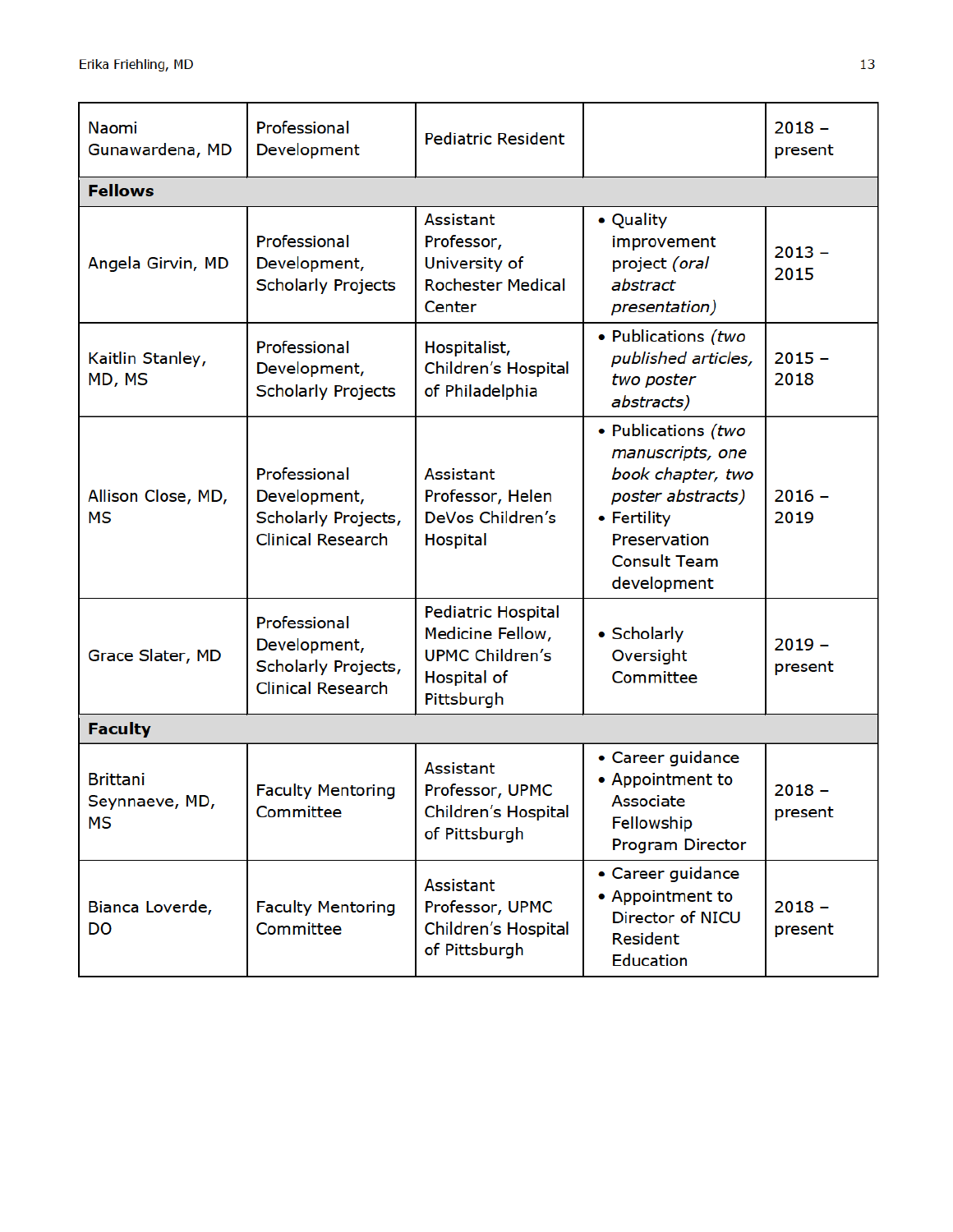| | | | | |
|---|---|---|---|---|
| Naomi Gunawardena, MD | Professional Development | Pediatric Resident | | 2018 – present |
| **Fellows** | | | | |
| Angela Girvin, MD | Professional Development, Scholarly Projects | Assistant Professor, University of Rochester Medical Center | • Quality improvement project *(oral abstract presentation)* | 2013 – 2015 |
| Kaitlin Stanley, MD, MS | Professional Development, Scholarly Projects | Hospitalist, Children's Hospital of Philadelphia | • Publications *(two published articles, two poster abstracts)* | 2015 – 2018 |
| Allison Close, MD, MS | Professional Development, Scholarly Projects, Clinical Research | Assistant Professor, Helen DeVos Children's Hospital | • Publications *(two manuscripts, one book chapter, two poster abstracts)*<br>• Fertility Preservation Consult Team development | 2016 – 2019 |
| Grace Slater, MD | Professional Development, Scholarly Projects, Clinical Research | Pediatric Hospital Medicine Fellow, UPMC Children's Hospital of Pittsburgh | • Scholarly Oversight Committee | 2019 – present |
| **Faculty** | | | | |
| Brittani Seynnaeve, MD, MS | Faculty Mentoring Committee | Assistant Professor, UPMC Children's Hospital of Pittsburgh | • Career guidance<br>• Appointment to Associate Fellowship Program Director | 2018 – present |
| Bianca Loverde, DO | Faculty Mentoring Committee | Assistant Professor, UPMC Children's Hospital of Pittsburgh | • Career guidance<br>• Appointment to Director of NICU Resident Education | 2018 – present |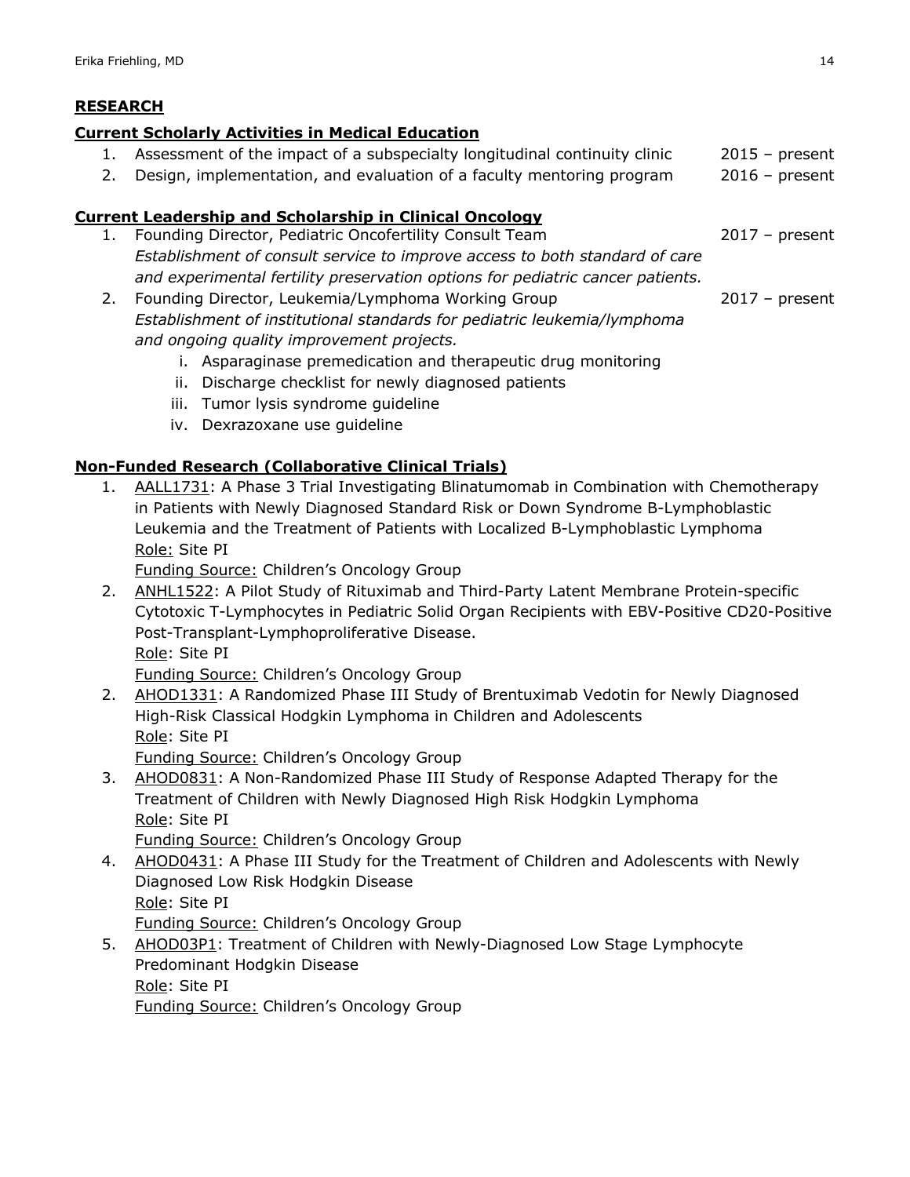## **RESEARCH**

### **Current Scholarly Activities in Medical Education**

1. Assessment of the impact of a subspecialty longitudinal continuity clinic 2015 – present
2. Design, implementation, and evaluation of a faculty mentoring program 2016 – present

### **Current Leadership and Scholarship in Clinical Oncology**

1. Founding Director, Pediatric Oncofertility Consult Team 2017 – present
   *Establishment of consult service to improve access to both standard of care and experimental fertility preservation options for pediatric cancer patients.*
2. Founding Director, Leukemia/Lymphoma Working Group 2017 – present
   *Establishment of institutional standards for pediatric leukemia/lymphoma and ongoing quality improvement projects.*
   i. Asparaginase premedication and therapeutic drug monitoring
   ii. Discharge checklist for newly diagnosed patients
   iii. Tumor lysis syndrome guideline
   iv. Dexrazoxane use guideline

### **Non-Funded Research (Collaborative Clinical Trials)**

1. AALL1731: A Phase 3 Trial Investigating Blinatumomab in Combination with Chemotherapy in Patients with Newly Diagnosed Standard Risk or Down Syndrome B-Lymphoblastic Leukemia and the Treatment of Patients with Localized B-Lymphoblastic Lymphoma
   Role: Site PI
   Funding Source: Children's Oncology Group
2. ANHL1522: A Pilot Study of Rituximab and Third-Party Latent Membrane Protein-specific Cytotoxic T-Lymphocytes in Pediatric Solid Organ Recipients with EBV-Positive CD20-Positive Post-Transplant-Lymphoproliferative Disease.
   Role: Site PI
   Funding Source: Children's Oncology Group
2. AHOD1331: A Randomized Phase III Study of Brentuximab Vedotin for Newly Diagnosed High-Risk Classical Hodgkin Lymphoma in Children and Adolescents
   Role: Site PI
   Funding Source: Children's Oncology Group
3. AHOD0831: A Non-Randomized Phase III Study of Response Adapted Therapy for the Treatment of Children with Newly Diagnosed High Risk Hodgkin Lymphoma
   Role: Site PI
   Funding Source: Children's Oncology Group
4. AHOD0431: A Phase III Study for the Treatment of Children and Adolescents with Newly Diagnosed Low Risk Hodgkin Disease
   Role: Site PI
   Funding Source: Children's Oncology Group
5. AHOD03P1: Treatment of Children with Newly-Diagnosed Low Stage Lymphocyte Predominant Hodgkin Disease
   Role: Site PI
   Funding Source: Children's Oncology Group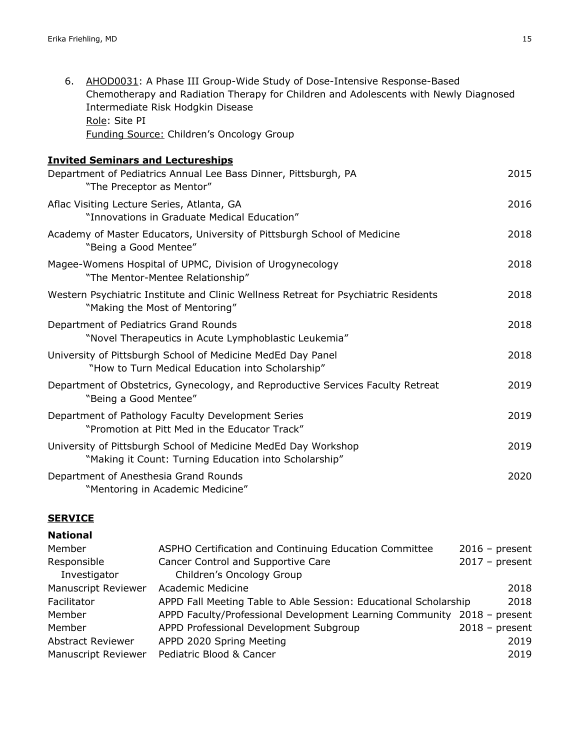6. <u>AHOD0031</u>: A Phase III Group-Wide Study of Dose-Intensive Response-Based Chemotherapy and Radiation Therapy for Children and Adolescents with Newly Diagnosed Intermediate Risk Hodgkin Disease
   <u>Role</u>: Site PI
   <u>Funding Source:</u> Children's Oncology Group

**<u>Invited Seminars and Lectureships</u>**

Department of Pediatrics Annual Lee Bass Dinner, Pittsburgh, PA — 2015
"The Preceptor as Mentor"

Aflac Visiting Lecture Series, Atlanta, GA — 2016
"Innovations in Graduate Medical Education"

Academy of Master Educators, University of Pittsburgh School of Medicine — 2018
"Being a Good Mentee"

Magee-Womens Hospital of UPMC, Division of Urogynecology — 2018
"The Mentor-Mentee Relationship"

Western Psychiatric Institute and Clinic Wellness Retreat for Psychiatric Residents — 2018
"Making the Most of Mentoring"

Department of Pediatrics Grand Rounds — 2018
"Novel Therapeutics in Acute Lymphoblastic Leukemia"

University of Pittsburgh School of Medicine MedEd Day Panel — 2018
"How to Turn Medical Education into Scholarship"

Department of Obstetrics, Gynecology, and Reproductive Services Faculty Retreat — 2019
"Being a Good Mentee"

Department of Pathology Faculty Development Series — 2019
"Promotion at Pitt Med in the Educator Track"

University of Pittsburgh School of Medicine MedEd Day Workshop — 2019
"Making it Count: Turning Education into Scholarship"

Department of Anesthesia Grand Rounds — 2020
"Mentoring in Academic Medicine"

## <u>SERVICE</u>

### National

| | | |
|---|---|---|
| Member | ASPHO Certification and Continuing Education Committee | 2016 – present |
| Responsible Investigator | Cancer Control and Supportive Care Children's Oncology Group | 2017 – present |
| Manuscript Reviewer | Academic Medicine | 2018 |
| Facilitator | APPD Fall Meeting Table to Able Session: Educational Scholarship | 2018 |
| Member | APPD Faculty/Professional Development Learning Community | 2018 – present |
| Member | APPD Professional Development Subgroup | 2018 – present |
| Abstract Reviewer | APPD 2020 Spring Meeting | 2019 |
| Manuscript Reviewer | Pediatric Blood & Cancer | 2019 |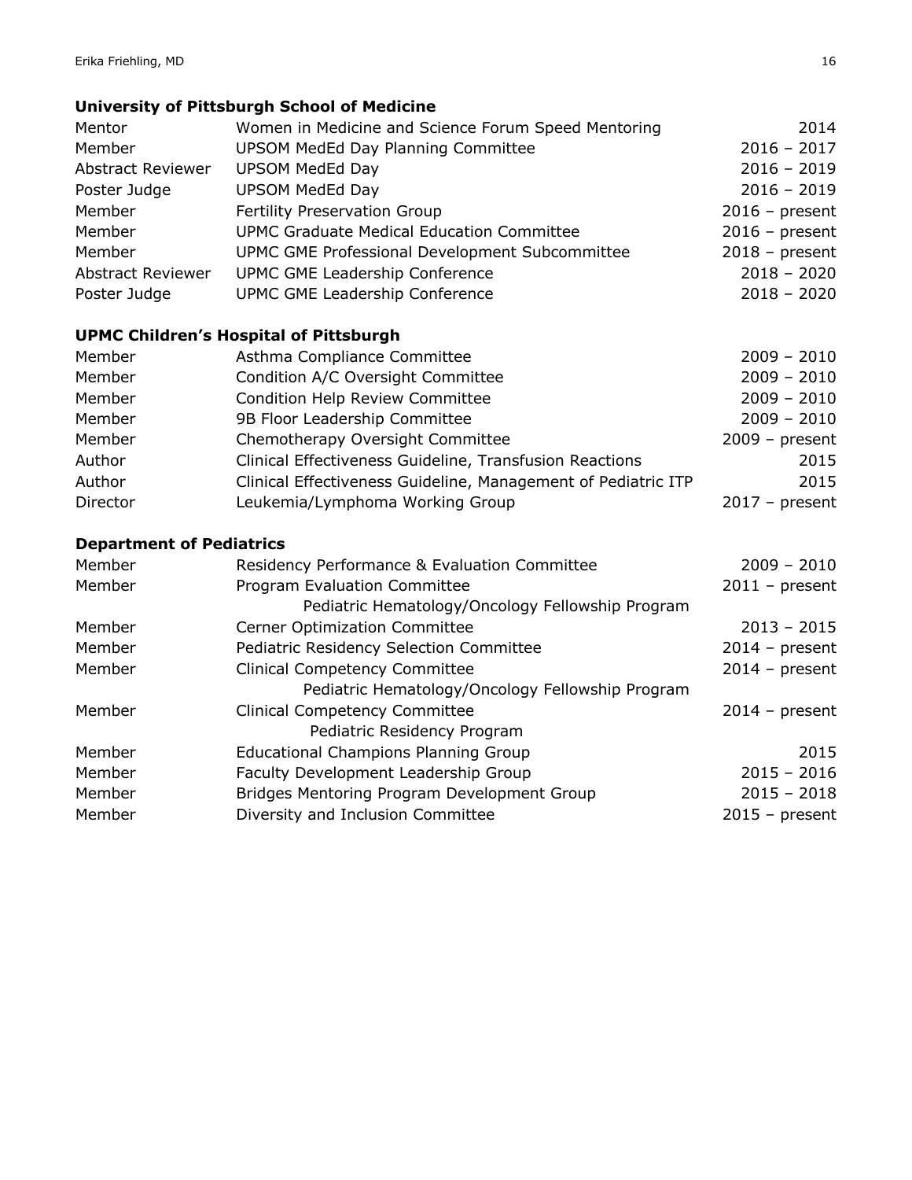**University of Pittsburgh School of Medicine**

| | | |
|---|---|---|
| Mentor | Women in Medicine and Science Forum Speed Mentoring | 2014 |
| Member | UPSOM MedEd Day Planning Committee | 2016 – 2017 |
| Abstract Reviewer | UPSOM MedEd Day | 2016 – 2019 |
| Poster Judge | UPSOM MedEd Day | 2016 – 2019 |
| Member | Fertility Preservation Group | 2016 – present |
| Member | UPMC Graduate Medical Education Committee | 2016 – present |
| Member | UPMC GME Professional Development Subcommittee | 2018 – present |
| Abstract Reviewer | UPMC GME Leadership Conference | 2018 – 2020 |
| Poster Judge | UPMC GME Leadership Conference | 2018 – 2020 |

**UPMC Children's Hospital of Pittsburgh**

| | | |
|---|---|---|
| Member | Asthma Compliance Committee | 2009 – 2010 |
| Member | Condition A/C Oversight Committee | 2009 – 2010 |
| Member | Condition Help Review Committee | 2009 – 2010 |
| Member | 9B Floor Leadership Committee | 2009 – 2010 |
| Member | Chemotherapy Oversight Committee | 2009 – present |
| Author | Clinical Effectiveness Guideline, Transfusion Reactions | 2015 |
| Author | Clinical Effectiveness Guideline, Management of Pediatric ITP | 2015 |
| Director | Leukemia/Lymphoma Working Group | 2017 – present |

**Department of Pediatrics**

| | | |
|---|---|---|
| Member | Residency Performance & Evaluation Committee | 2009 – 2010 |
| Member | Program Evaluation Committee<br>Pediatric Hematology/Oncology Fellowship Program | 2011 – present |
| Member | Cerner Optimization Committee | 2013 – 2015 |
| Member | Pediatric Residency Selection Committee | 2014 – present |
| Member | Clinical Competency Committee<br>Pediatric Hematology/Oncology Fellowship Program | 2014 – present |
| Member | Clinical Competency Committee<br>Pediatric Residency Program | 2014 – present |
| Member | Educational Champions Planning Group | 2015 |
| Member | Faculty Development Leadership Group | 2015 – 2016 |
| Member | Bridges Mentoring Program Development Group | 2015 – 2018 |
| Member | Diversity and Inclusion Committee | 2015 – present |